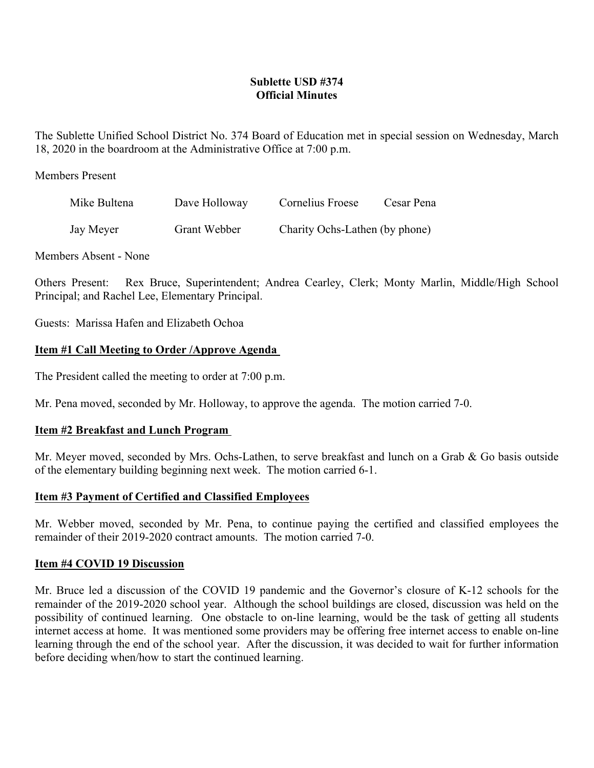# Sublette USD #374
## Official Minutes

The Sublette Unified School District No. 374 Board of Education met in special session on Wednesday, March 18, 2020 in the boardroom at the Administrative Office at 7:00 p.m.

Members Present

| | | | |
|---|---|---|---|
| Mike Bultena | Dave Holloway | Cornelius Froese | Cesar Pena |
| Jay Meyer | Grant Webber | Charity Ochs-Lathen (by phone) | |

Members Absent - None

Others Present: Rex Bruce, Superintendent; Andrea Cearley, Clerk; Monty Marlin, Middle/High School Principal; and Rachel Lee, Elementary Principal.

Guests: Marissa Hafen and Elizabeth Ochoa

**Item #1 Call Meeting to Order /Approve Agenda**

The President called the meeting to order at 7:00 p.m.

Mr. Pena moved, seconded by Mr. Holloway, to approve the agenda. The motion carried 7-0.

**Item #2 Breakfast and Lunch Program**

Mr. Meyer moved, seconded by Mrs. Ochs-Lathen, to serve breakfast and lunch on a Grab & Go basis outside of the elementary building beginning next week. The motion carried 6-1.

**Item #3 Payment of Certified and Classified Employees**

Mr. Webber moved, seconded by Mr. Pena, to continue paying the certified and classified employees the remainder of their 2019-2020 contract amounts. The motion carried 7-0.

**Item #4 COVID 19 Discussion**

Mr. Bruce led a discussion of the COVID 19 pandemic and the Governor's closure of K-12 schools for the remainder of the 2019-2020 school year. Although the school buildings are closed, discussion was held on the possibility of continued learning. One obstacle to on-line learning, would be the task of getting all students internet access at home. It was mentioned some providers may be offering free internet access to enable on-line learning through the end of the school year. After the discussion, it was decided to wait for further information before deciding when/how to start the continued learning.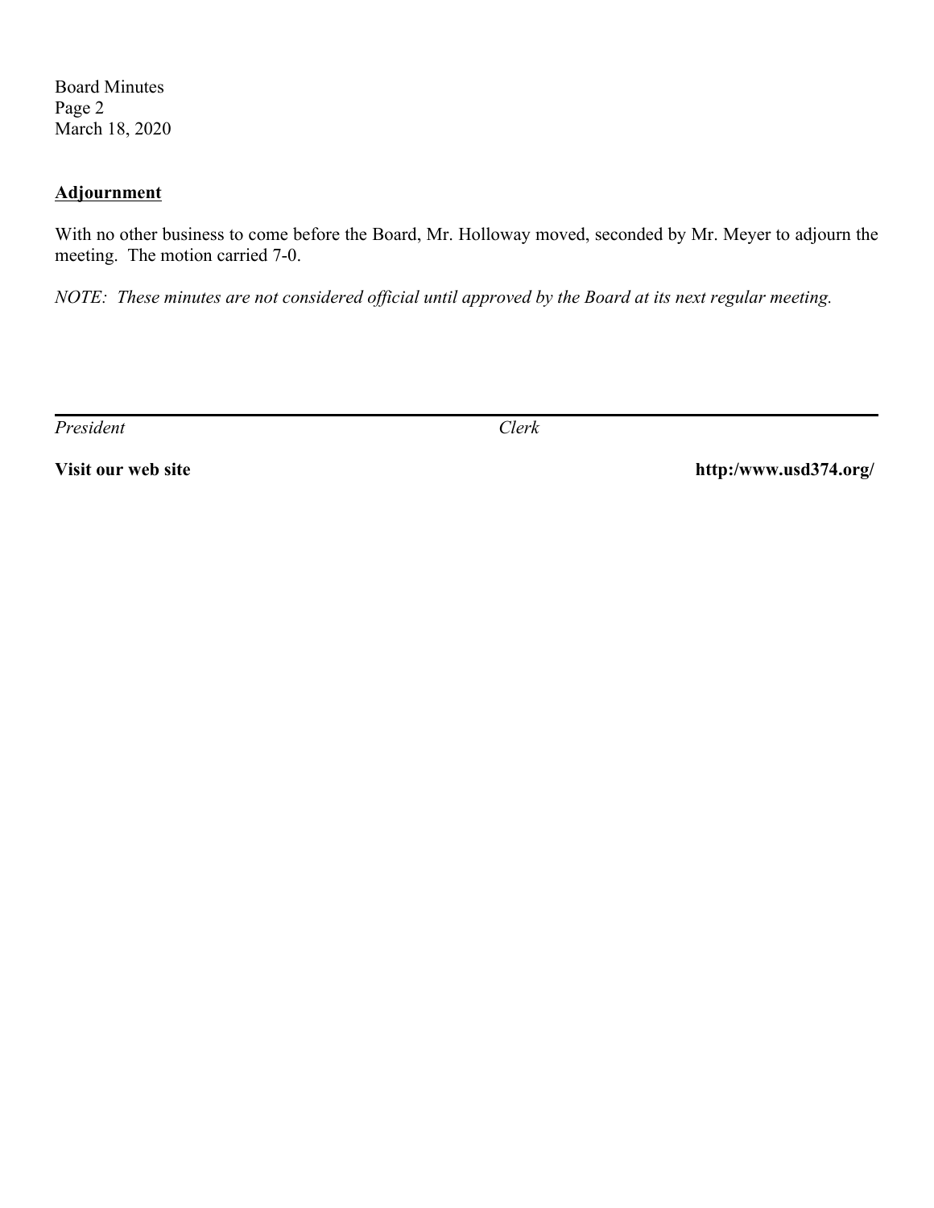## Adjournment

With no other business to come before the Board, Mr. Holloway moved, seconded by Mr. Meyer to adjourn the meeting. The motion carried 7-0.

*NOTE: These minutes are not considered official until approved by the Board at its next regular meeting.*

*President* *Clerk*

**Visit our web site** **http:/www.usd374.org/**